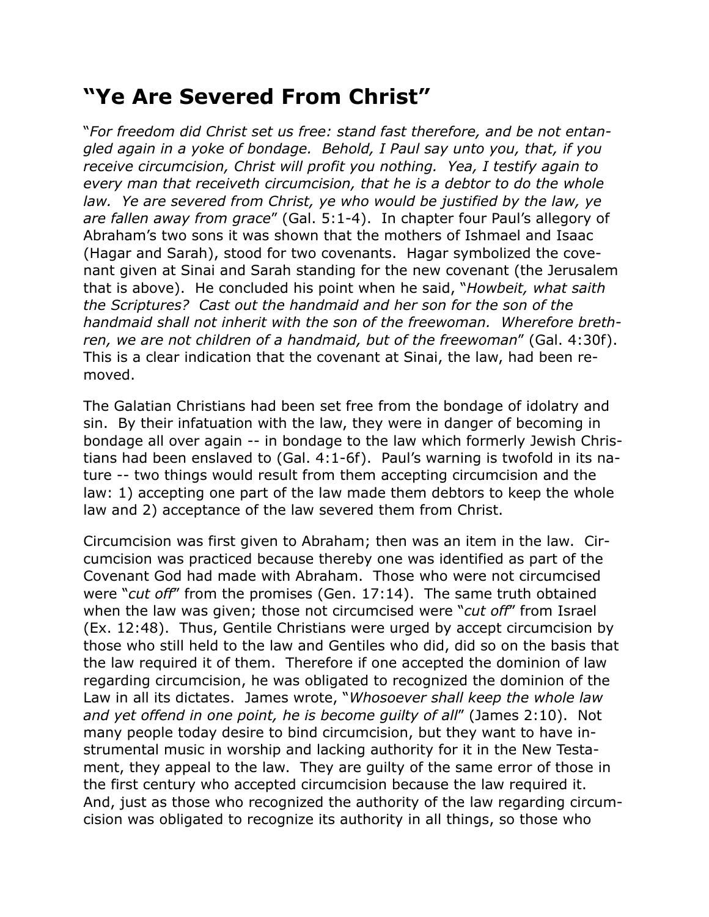# "Ye Are Severed From Christ"

"*For freedom did Christ set us free: stand fast therefore, and be not entangled again in a yoke of bondage. Behold, I Paul say unto you, that, if you receive circumcision, Christ will profit you nothing. Yea, I testify again to every man that receiveth circumcision, that he is a debtor to do the whole law. Ye are severed from Christ, ye who would be justified by the law, ye are fallen away from grace*" (Gal. 5:1-4). In chapter four Paul's allegory of Abraham's two sons it was shown that the mothers of Ishmael and Isaac (Hagar and Sarah), stood for two covenants. Hagar symbolized the covenant given at Sinai and Sarah standing for the new covenant (the Jerusalem that is above). He concluded his point when he said, "*Howbeit, what saith the Scriptures? Cast out the handmaid and her son for the son of the handmaid shall not inherit with the son of the freewoman. Wherefore brethren, we are not children of a handmaid, but of the freewoman*" (Gal. 4:30f). This is a clear indication that the covenant at Sinai, the law, had been removed.

The Galatian Christians had been set free from the bondage of idolatry and sin. By their infatuation with the law, they were in danger of becoming in bondage all over again -- in bondage to the law which formerly Jewish Christians had been enslaved to (Gal. 4:1-6f). Paul's warning is twofold in its nature -- two things would result from them accepting circumcision and the law: 1) accepting one part of the law made them debtors to keep the whole law and 2) acceptance of the law severed them from Christ.

Circumcision was first given to Abraham; then was an item in the law. Circumcision was practiced because thereby one was identified as part of the Covenant God had made with Abraham. Those who were not circumcised were "*cut off*" from the promises (Gen. 17:14). The same truth obtained when the law was given; those not circumcised were "*cut off*" from Israel (Ex. 12:48). Thus, Gentile Christians were urged by accept circumcision by those who still held to the law and Gentiles who did, did so on the basis that the law required it of them. Therefore if one accepted the dominion of law regarding circumcision, he was obligated to recognized the dominion of the Law in all its dictates. James wrote, "*Whosoever shall keep the whole law and yet offend in one point, he is become guilty of all*" (James 2:10). Not many people today desire to bind circumcision, but they want to have instrumental music in worship and lacking authority for it in the New Testament, they appeal to the law. They are guilty of the same error of those in the first century who accepted circumcision because the law required it. And, just as those who recognized the authority of the law regarding circumcision was obligated to recognize its authority in all things, so those who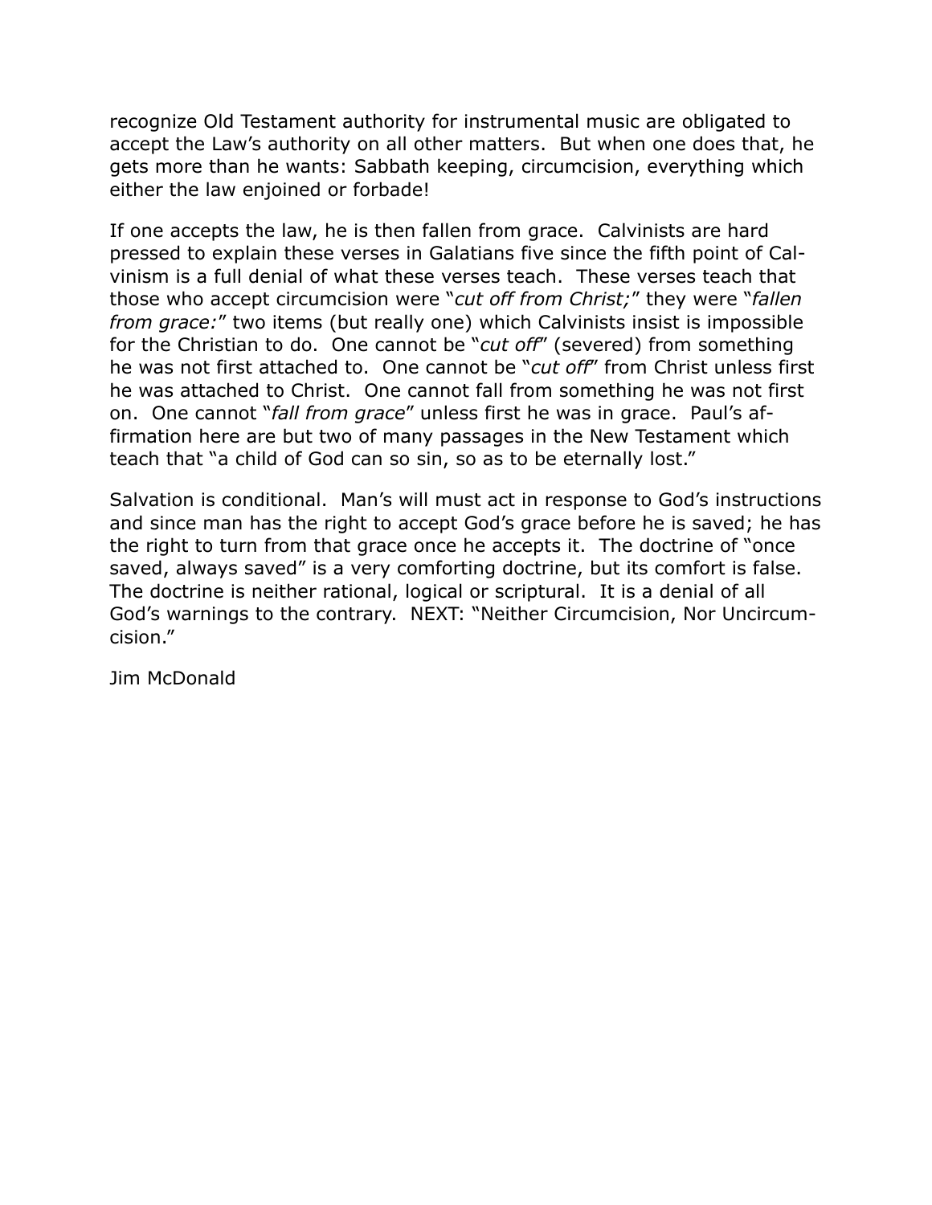recognize Old Testament authority for instrumental music are obligated to accept the Law's authority on all other matters. But when one does that, he gets more than he wants: Sabbath keeping, circumcision, everything which either the law enjoined or forbade!

If one accepts the law, he is then fallen from grace. Calvinists are hard pressed to explain these verses in Galatians five since the fifth point of Calvinism is a full denial of what these verses teach. These verses teach that those who accept circumcision were "*cut off from Christ;*" they were "*fallen from grace:*" two items (but really one) which Calvinists insist is impossible for the Christian to do. One cannot be "*cut off*" (severed) from something he was not first attached to. One cannot be "*cut off*" from Christ unless first he was attached to Christ. One cannot fall from something he was not first on. One cannot "*fall from grace*" unless first he was in grace. Paul's affirmation here are but two of many passages in the New Testament which teach that "a child of God can so sin, so as to be eternally lost."

Salvation is conditional. Man's will must act in response to God's instructions and since man has the right to accept God's grace before he is saved; he has the right to turn from that grace once he accepts it. The doctrine of "once saved, always saved" is a very comforting doctrine, but its comfort is false. The doctrine is neither rational, logical or scriptural. It is a denial of all God's warnings to the contrary. NEXT: "Neither Circumcision, Nor Uncircumcision."

Jim McDonald